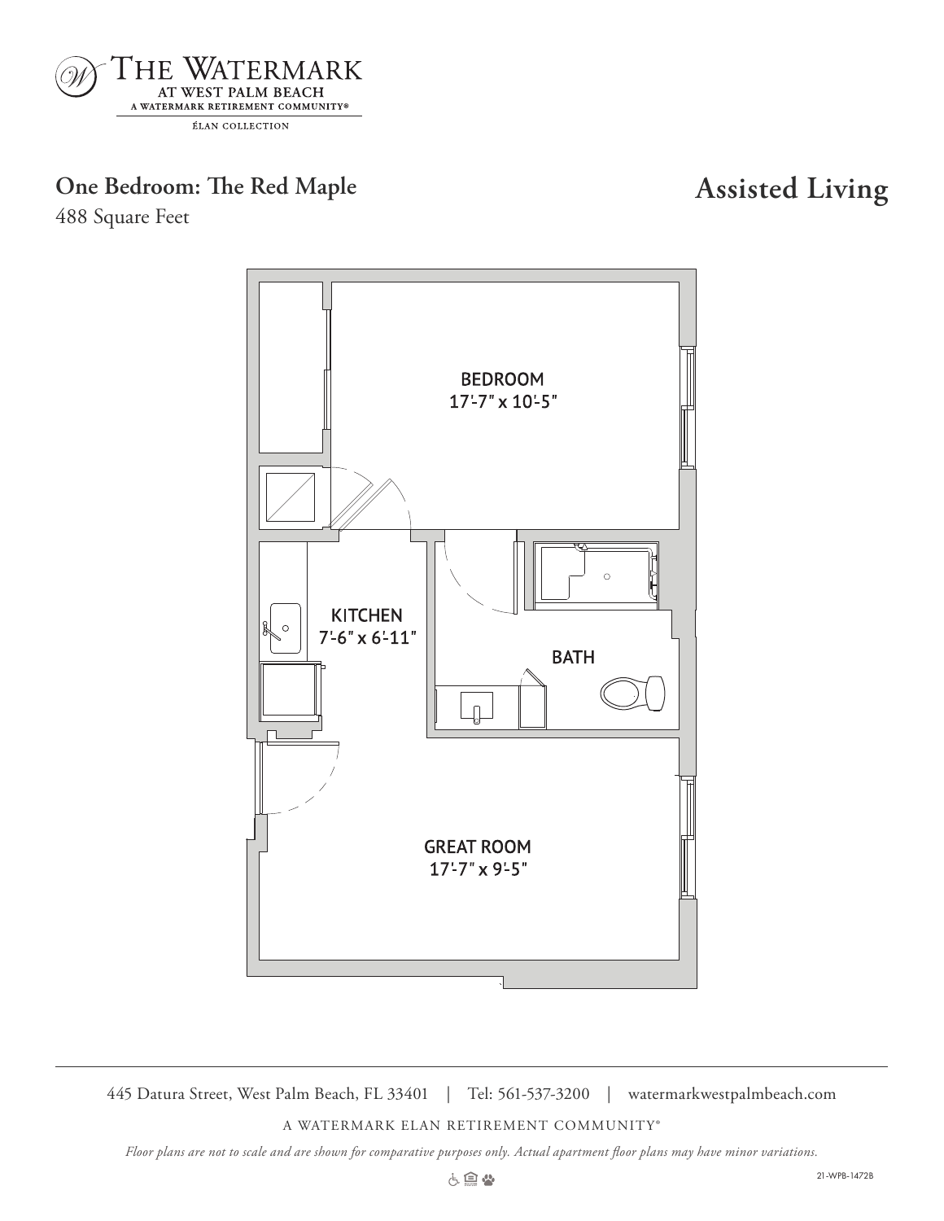THE WATERMARK
AT WEST PALM BEACH
A WATERMARK RETIREMENT COMMUNITY®
ÉLAN COLLECTION

## One Bedroom: The Red Maple

488 Square Feet

## Assisted Living

BEDROOM
17'-7" x 10'-5"

KITCHEN
7'-6" x 6'-11"

BATH

GREAT ROOM
17'-7" x 9'-5"

445 Datura Street, West Palm Beach, FL 33401 | Tel: 561-537-3200 | watermarkwestpalmbeach.com

A WATERMARK ELAN RETIREMENT COMMUNITY®

*Floor plans are not to scale and are shown for comparative purposes only. Actual apartment floor plans may have minor variations.*

21-WPB-1472B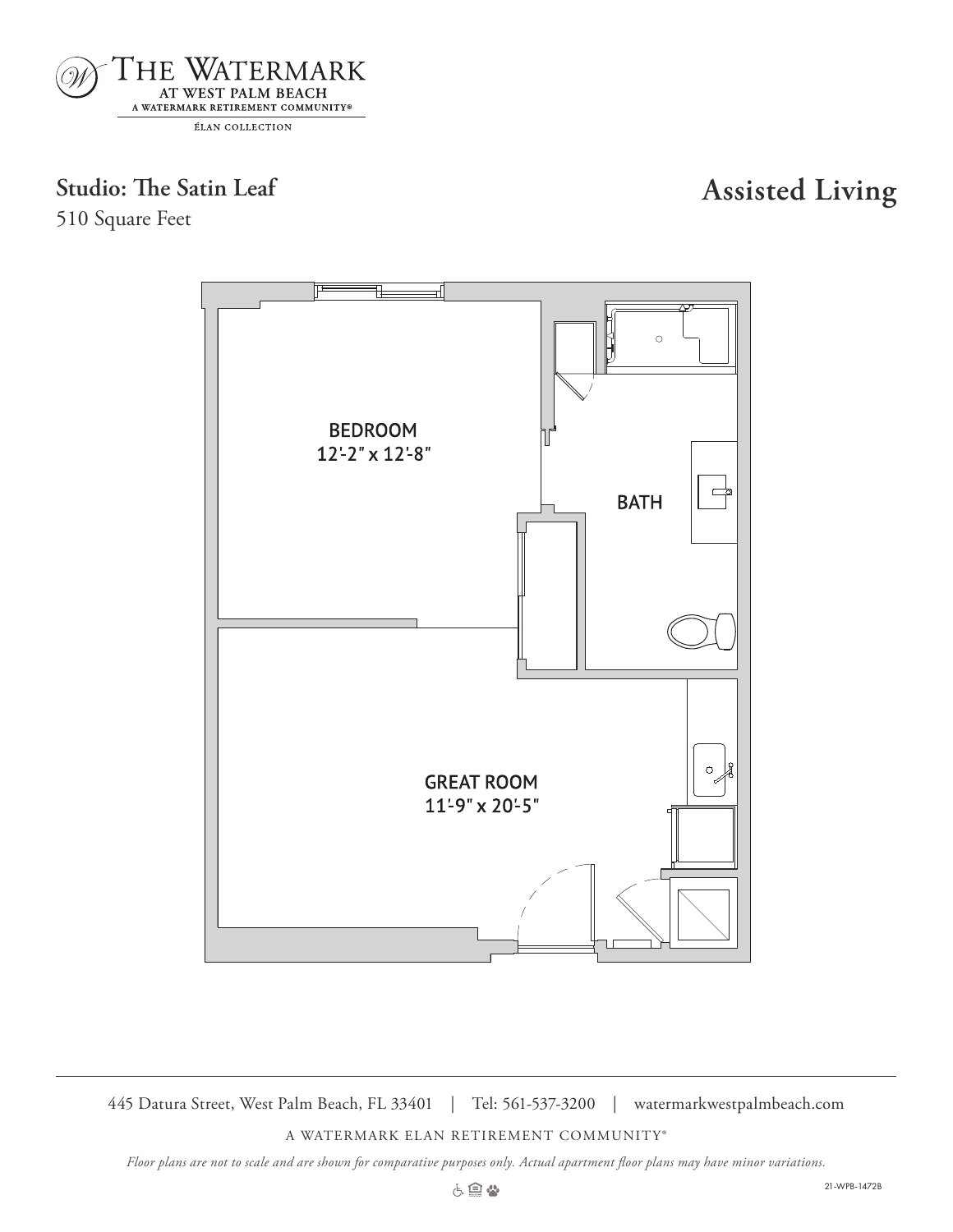THE WATERMARK
AT WEST PALM BEACH
A WATERMARK RETIREMENT COMMUNITY®
ÉLAN COLLECTION

## Studio: The Satin Leaf

510 Square Feet

## Assisted Living

BEDROOM
12'-2" x 12'-8"

BATH

GREAT ROOM
11'-9" x 20'-5"

445 Datura Street, West Palm Beach, FL 33401 | Tel: 561-537-3200 | watermarkwestpalmbeach.com

A WATERMARK ELAN RETIREMENT COMMUNITY®

*Floor plans are not to scale and are shown for comparative purposes only. Actual apartment floor plans may have minor variations.*

21-WPB-1472B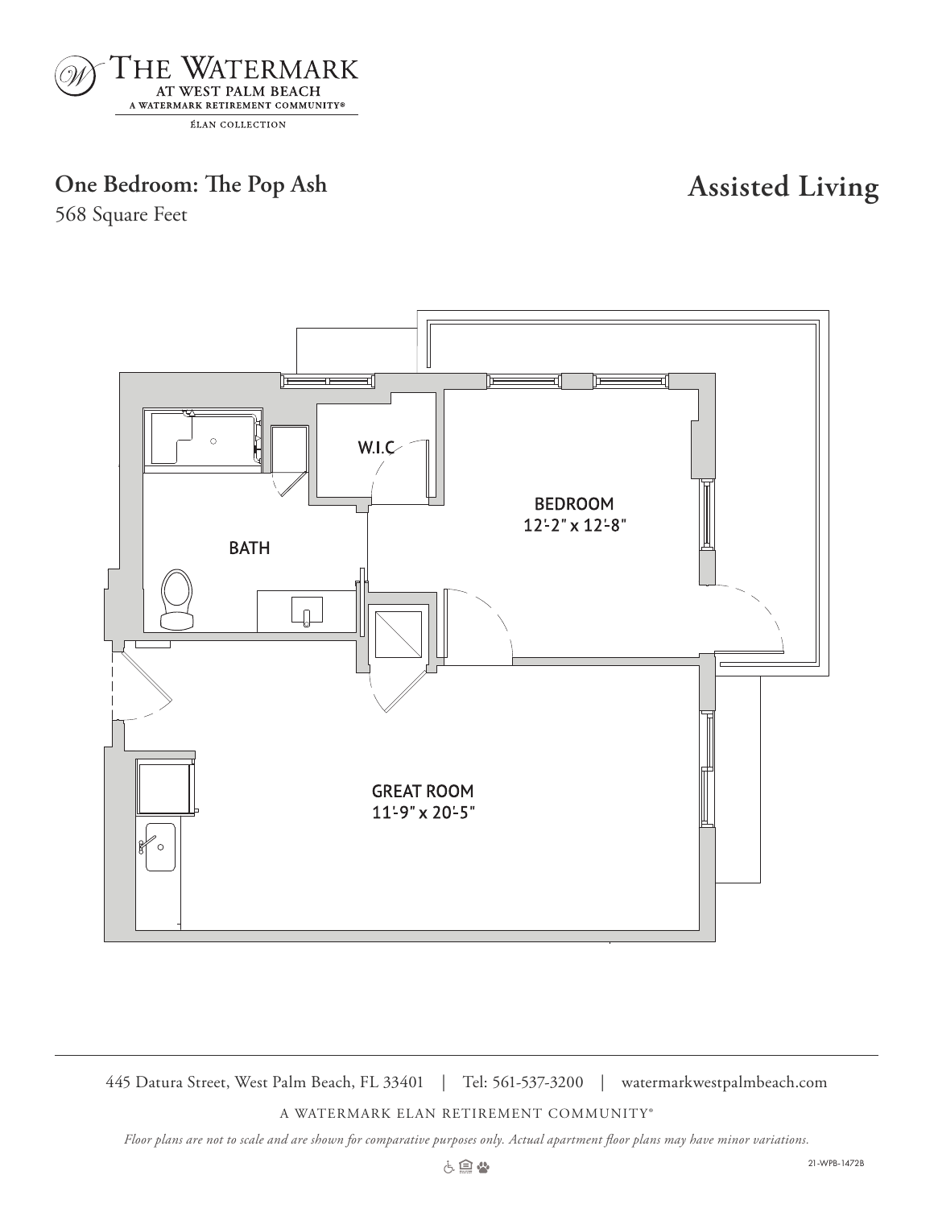# THE WATERMARK

AT WEST PALM BEACH

A WATERMARK RETIREMENT COMMUNITY®

ÉLAN COLLECTION

## One Bedroom: The Pop Ash

568 Square Feet

## Assisted Living

W.I.C

BEDROOM
12'-2" x 12'-8"

BATH

GREAT ROOM
11'-9" x 20'-5"

445 Datura Street, West Palm Beach, FL 33401 | Tel: 561-537-3200 | watermarkwestpalmbeach.com

A WATERMARK ELAN RETIREMENT COMMUNITY®

*Floor plans are not to scale and are shown for comparative purposes only. Actual apartment floor plans may have minor variations.*

21-WPB-1472B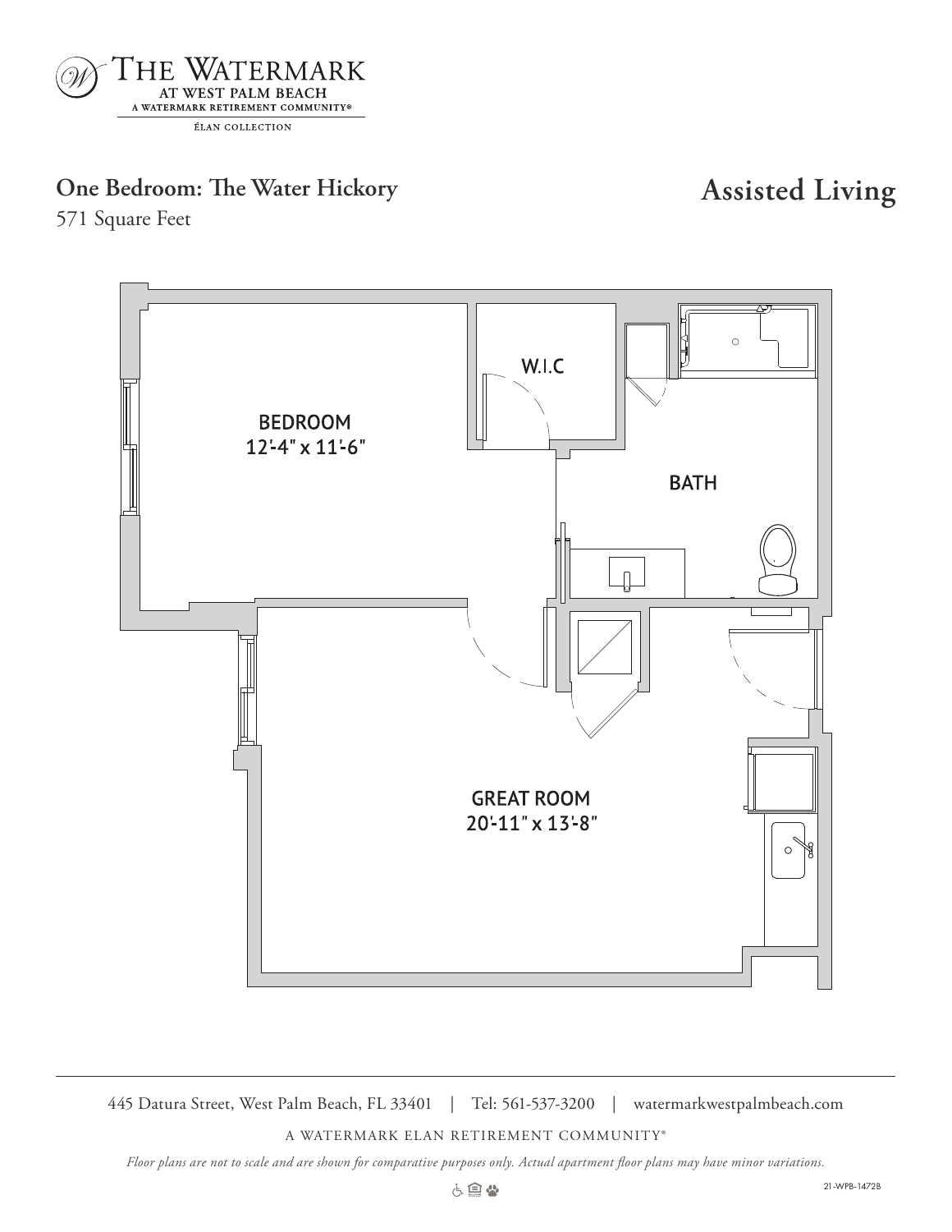THE WATERMARK
AT WEST PALM BEACH
A WATERMARK RETIREMENT COMMUNITY®
ÉLAN COLLECTION

## One Bedroom: The Water Hickory

571 Square Feet

## Assisted Living

W.I.C

BEDROOM
12'-4" x 11'-6"

BATH

GREAT ROOM
20'-11" x 13'-8"

445 Datura Street, West Palm Beach, FL 33401 | Tel: 561-537-3200 | watermarkwestpalmbeach.com

A WATERMARK ELAN RETIREMENT COMMUNITY®

*Floor plans are not to scale and are shown for comparative purposes only. Actual apartment floor plans may have minor variations.*

21-WPB-1472B